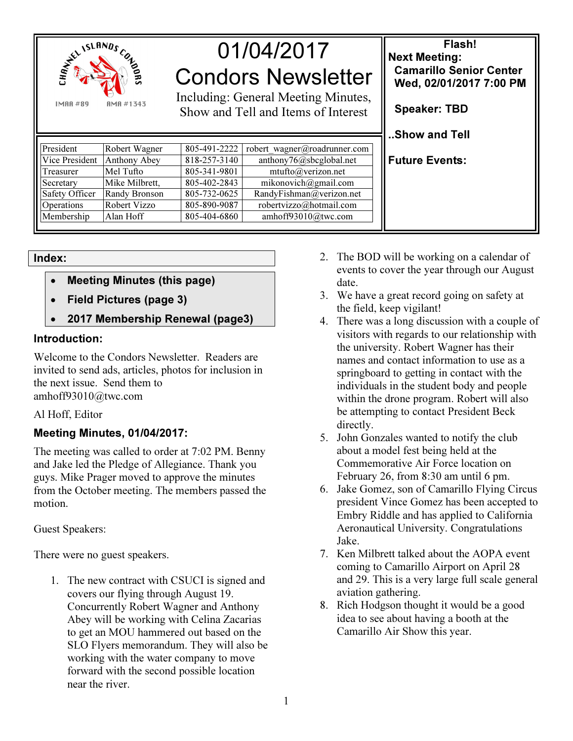CHANNEL ISLANDS CONDORS

IMAA #89 AMA #1343

# 01/04/2017 Condors Newsletter

Including: General Meeting Minutes, Show and Tell and Items of Interest

| President | Robert Wagner | 805-491-2222 | robert_wagner@roadrunner.com |
|---|---|---|---|
| Vice President | Anthony Abey | 818-257-3140 | anthony76@sbcglobal.net |
| Treasurer | Mel Tufto | 805-341-9801 | mtufto@verizon.net |
| Secretary | Mike Milbrett, | 805-402-2843 | mikonovich@gmail.com |
| Safety Officer | Randy Bronson | 805-732-0625 | RandyFishman@verizon.net |
| Operations | Robert Vizzo | 805-890-9087 | robertvizzo@hotmail.com |
| Membership | Alan Hoff | 805-404-6860 | amhoff93010@twc.com |

**Flash!**

**Next Meeting:**

**Camarillo Senior Center**
**Wed, 02/01/2017 7:00 PM**

**Speaker: TBD**

**..Show and Tell**

**Future Events:**

### Index:

- **Meeting Minutes (this page)**
- **Field Pictures (page 3)**
- **2017 Membership Renewal (page3)**

### Introduction:

Welcome to the Condors Newsletter. Readers are invited to send ads, articles, photos for inclusion in the next issue. Send them to amhoff93010@twc.com

Al Hoff, Editor

### Meeting Minutes, 01/04/2017:

The meeting was called to order at 7:02 PM. Benny and Jake led the Pledge of Allegiance. Thank you guys. Mike Prager moved to approve the minutes from the October meeting. The members passed the motion.

Guest Speakers:

There were no guest speakers.

1. The new contract with CSUCI is signed and covers our flying through August 19. Concurrently Robert Wagner and Anthony Abey will be working with Celina Zacarias to get an MOU hammered out based on the SLO Flyers memorandum. They will also be working with the water company to move forward with the second possible location near the river.
2. The BOD will be working on a calendar of events to cover the year through our August date.
3. We have a great record going on safety at the field, keep vigilant!
4. There was a long discussion with a couple of visitors with regards to our relationship with the university. Robert Wagner has their names and contact information to use as a springboard to getting in contact with the individuals in the student body and people within the drone program. Robert will also be attempting to contact President Beck directly.
5. John Gonzales wanted to notify the club about a model fest being held at the Commemorative Air Force location on February 26, from 8:30 am until 6 pm.
6. Jake Gomez, son of Camarillo Flying Circus president Vince Gomez has been accepted to Embry Riddle and has applied to California Aeronautical University. Congratulations Jake.
7. Ken Milbrett talked about the AOPA event coming to Camarillo Airport on April 28 and 29. This is a very large full scale general aviation gathering.
8. Rich Hodgson thought it would be a good idea to see about having a booth at the Camarillo Air Show this year.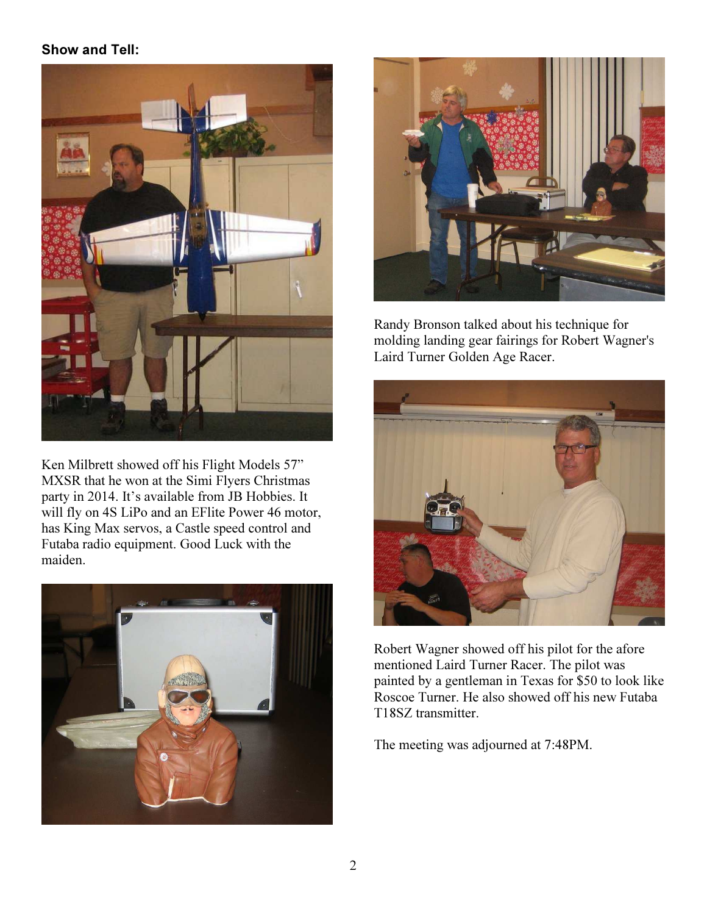**Show and Tell:**

Ken Milbrett showed off his Flight Models 57" MXSR that he won at the Simi Flyers Christmas party in 2014. It's available from JB Hobbies. It will fly on 4S LiPo and an EFlite Power 46 motor, has King Max servos, a Castle speed control and Futaba radio equipment. Good Luck with the maiden.

Randy Bronson talked about his technique for molding landing gear fairings for Robert Wagner's Laird Turner Golden Age Racer.

Robert Wagner showed off his pilot for the afore mentioned Laird Turner Racer. The pilot was painted by a gentleman in Texas for $50 to look like Roscoe Turner. He also showed off his new Futaba T18SZ transmitter.

The meeting was adjourned at 7:48PM.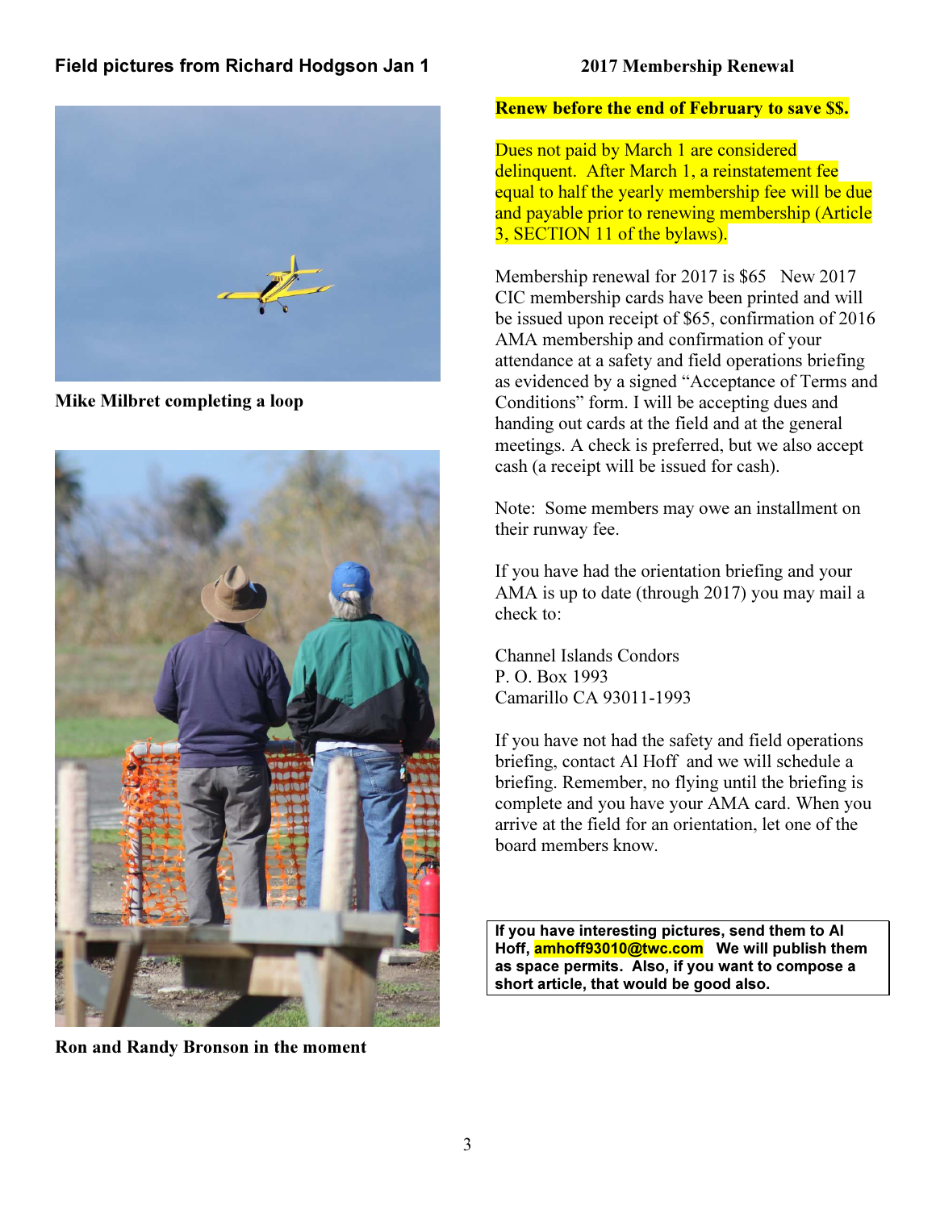## Field pictures from Richard Hodgson Jan 1

**Mike Milbret completing a loop**

**Ron and Randy Bronson in the moment**

## 2017 Membership Renewal

**Renew before the end of February to save $$.**

Dues not paid by March 1 are considered delinquent. After March 1, a reinstatement fee equal to half the yearly membership fee will be due and payable prior to renewing membership (Article 3, SECTION 11 of the bylaws).

Membership renewal for 2017 is $65 New 2017 CIC membership cards have been printed and will be issued upon receipt of $65, confirmation of 2016 AMA membership and confirmation of your attendance at a safety and field operations briefing as evidenced by a signed "Acceptance of Terms and Conditions" form. I will be accepting dues and handing out cards at the field and at the general meetings. A check is preferred, but we also accept cash (a receipt will be issued for cash).

Note: Some members may owe an installment on their runway fee.

If you have had the orientation briefing and your AMA is up to date (through 2017) you may mail a check to:

Channel Islands Condors  
P. O. Box 1993  
Camarillo CA 93011-1993

If you have not had the safety and field operations briefing, contact Al Hoff and we will schedule a briefing. Remember, no flying until the briefing is complete and you have your AMA card. When you arrive at the field for an orientation, let one of the board members know.

**If you have interesting pictures, send them to Al Hoff, amhoff93010@twc.com We will publish them as space permits. Also, if you want to compose a short article, that would be good also.**